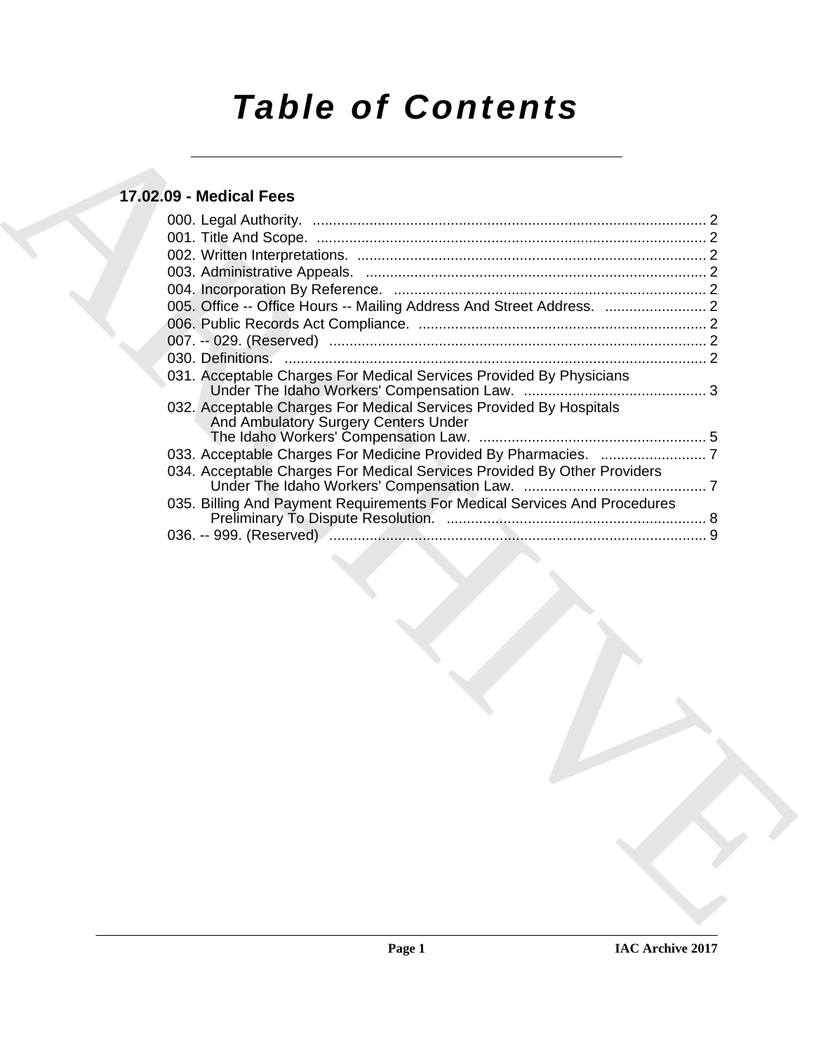# Table of Contents

## 17.02.09 - Medical Fees

000. Legal Authority. ........................................................................................ 2
001. Title And Scope. ........................................................................................ 2
002. Written Interpretations. ........................................................................................ 2
003. Administrative Appeals. ........................................................................................ 2
004. Incorporation By Reference. ........................................................................................ 2
005. Office -- Office Hours -- Mailing Address And Street Address. ........................ 2
006. Public Records Act Compliance. ........................................................................................ 2
007. -- 029. (Reserved) ........................................................................................ 2
030. Definitions. ........................................................................................ 2
031. Acceptable Charges For Medical Services Provided By Physicians Under The Idaho Workers' Compensation Law. ........................................ 3
032. Acceptable Charges For Medical Services Provided By Hospitals And Ambulatory Surgery Centers Under The Idaho Workers' Compensation Law. ........................................ 5
033. Acceptable Charges For Medicine Provided By Pharmacies. ........................ 7
034. Acceptable Charges For Medical Services Provided By Other Providers Under The Idaho Workers' Compensation Law. ........................................ 7
035. Billing And Payment Requirements For Medical Services And Procedures Preliminary To Dispute Resolution. ........................................ 8
036. -- 999. (Reserved) ........................................................................................ 9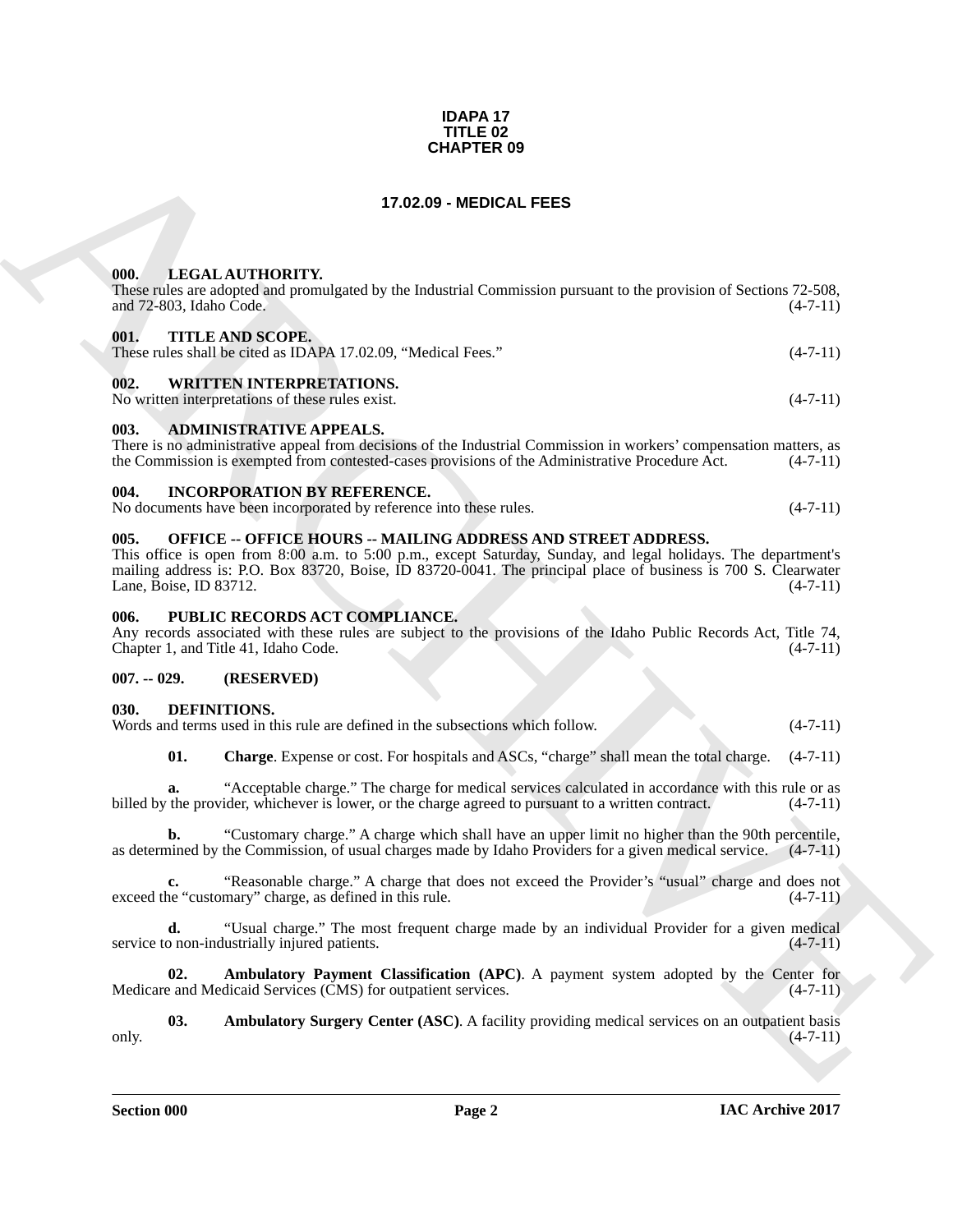**IDAPA 17**
**TITLE 02**
**CHAPTER 09**

# 17.02.09 - MEDICAL FEES

## 000. LEGAL AUTHORITY.

These rules are adopted and promulgated by the Industrial Commission pursuant to the provision of Sections 72-508, and 72-803, Idaho Code. (4-7-11)

## 001. TITLE AND SCOPE.

These rules shall be cited as IDAPA 17.02.09, "Medical Fees." (4-7-11)

## 002. WRITTEN INTERPRETATIONS.

No written interpretations of these rules exist. (4-7-11)

## 003. ADMINISTRATIVE APPEALS.

There is no administrative appeal from decisions of the Industrial Commission in workers' compensation matters, as the Commission is exempted from contested-cases provisions of the Administrative Procedure Act. (4-7-11)

## 004. INCORPORATION BY REFERENCE.

No documents have been incorporated by reference into these rules. (4-7-11)

## 005. OFFICE -- OFFICE HOURS -- MAILING ADDRESS AND STREET ADDRESS.

This office is open from 8:00 a.m. to 5:00 p.m., except Saturday, Sunday, and legal holidays. The department's mailing address is: P.O. Box 83720, Boise, ID 83720-0041. The principal place of business is 700 S. Clearwater Lane, Boise, ID 83712. (4-7-11)

## 006. PUBLIC RECORDS ACT COMPLIANCE.

Any records associated with these rules are subject to the provisions of the Idaho Public Records Act, Title 74, Chapter 1, and Title 41, Idaho Code. (4-7-11)

## 007. -- 029. (RESERVED)

## 030. DEFINITIONS.

Words and terms used in this rule are defined in the subsections which follow. (4-7-11)

**01. Charge**. Expense or cost. For hospitals and ASCs, "charge" shall mean the total charge. (4-7-11)

**a.** "Acceptable charge." The charge for medical services calculated in accordance with this rule or as billed by the provider, whichever is lower, or the charge agreed to pursuant to a written contract. (4-7-11)

**b.** "Customary charge." A charge which shall have an upper limit no higher than the 90th percentile, as determined by the Commission, of usual charges made by Idaho Providers for a given medical service. (4-7-11)

**c.** "Reasonable charge." A charge that does not exceed the Provider's "usual" charge and does not exceed the "customary" charge, as defined in this rule. (4-7-11)

**d.** "Usual charge." The most frequent charge made by an individual Provider for a given medical service to non-industrially injured patients. (4-7-11)

**02. Ambulatory Payment Classification (APC)**. A payment system adopted by the Center for Medicare and Medicaid Services (CMS) for outpatient services. (4-7-11)

**03. Ambulatory Surgery Center (ASC)**. A facility providing medical services on an outpatient basis only. (4-7-11)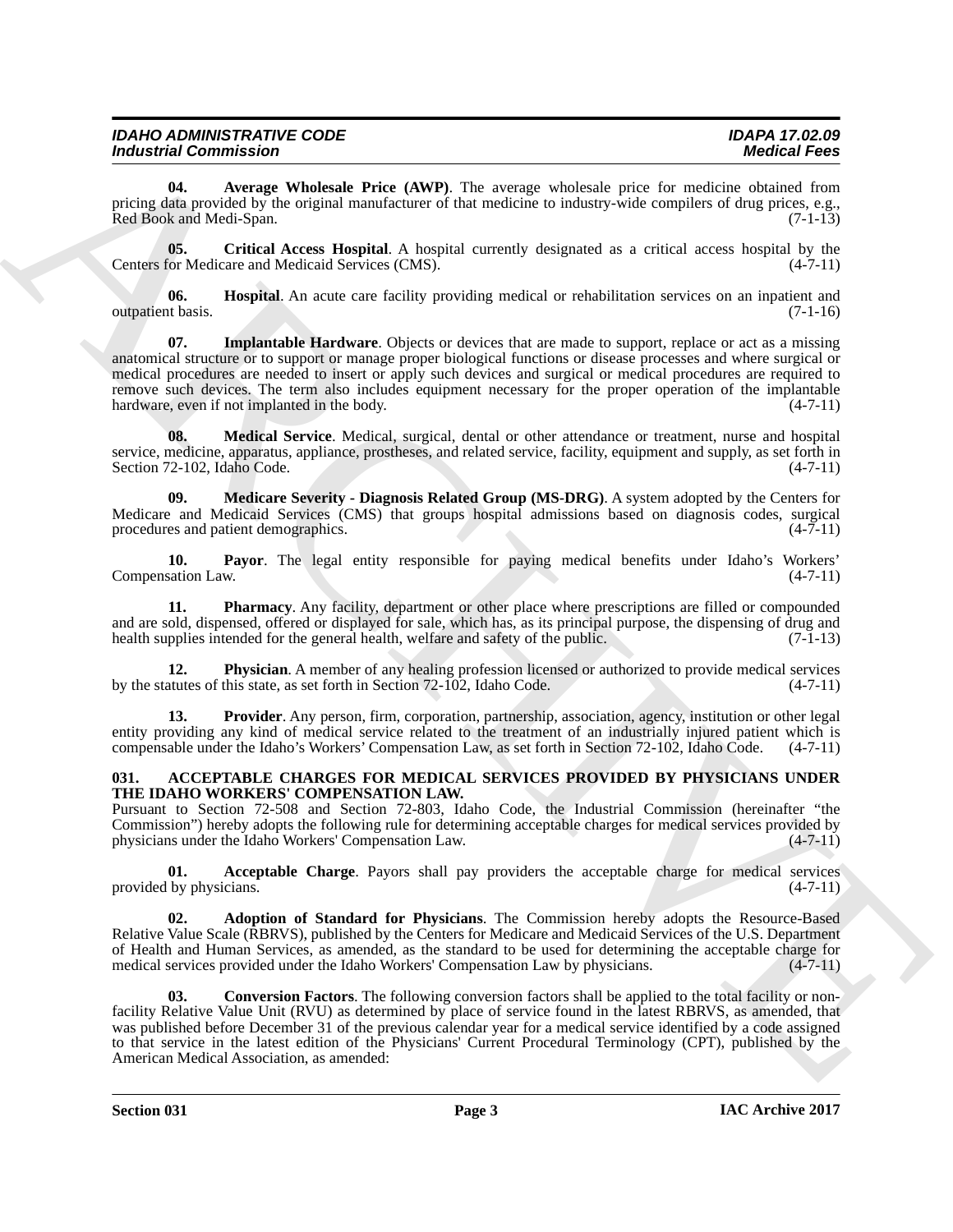**04. Average Wholesale Price (AWP)**. The average wholesale price for medicine obtained from pricing data provided by the original manufacturer of that medicine to industry-wide compilers of drug prices, e.g., Red Book and Medi-Span. (7-1-13)

**05. Critical Access Hospital**. A hospital currently designated as a critical access hospital by the Centers for Medicare and Medicaid Services (CMS). (4-7-11)

**06. Hospital**. An acute care facility providing medical or rehabilitation services on an inpatient and outpatient basis. (7-1-16)

**07. Implantable Hardware**. Objects or devices that are made to support, replace or act as a missing anatomical structure or to support or manage proper biological functions or disease processes and where surgical or medical procedures are needed to insert or apply such devices and surgical or medical procedures are required to remove such devices. The term also includes equipment necessary for the proper operation of the implantable hardware, even if not implanted in the body. (4-7-11)

**08. Medical Service**. Medical, surgical, dental or other attendance or treatment, nurse and hospital service, medicine, apparatus, appliance, prostheses, and related service, facility, equipment and supply, as set forth in Section 72-102, Idaho Code. (4-7-11)

**09. Medicare Severity - Diagnosis Related Group (MS-DRG)**. A system adopted by the Centers for Medicare and Medicaid Services (CMS) that groups hospital admissions based on diagnosis codes, surgical procedures and patient demographics. (4-7-11)

**10. Payor**. The legal entity responsible for paying medical benefits under Idaho's Workers' Compensation Law. (4-7-11)

**11. Pharmacy**. Any facility, department or other place where prescriptions are filled or compounded and are sold, dispensed, offered or displayed for sale, which has, as its principal purpose, the dispensing of drug and health supplies intended for the general health, welfare and safety of the public. (7-1-13)

**12. Physician**. A member of any healing profession licensed or authorized to provide medical services by the statutes of this state, as set forth in Section 72-102, Idaho Code. (4-7-11)

**13. Provider**. Any person, firm, corporation, partnership, association, agency, institution or other legal entity providing any kind of medical service related to the treatment of an industrially injured patient which is compensable under the Idaho's Workers' Compensation Law, as set forth in Section 72-102, Idaho Code. (4-7-11)

### 031. ACCEPTABLE CHARGES FOR MEDICAL SERVICES PROVIDED BY PHYSICIANS UNDER THE IDAHO WORKERS' COMPENSATION LAW.

Pursuant to Section 72-508 and Section 72-803, Idaho Code, the Industrial Commission (hereinafter "the Commission") hereby adopts the following rule for determining acceptable charges for medical services provided by physicians under the Idaho Workers' Compensation Law. (4-7-11)

**01. Acceptable Charge**. Payors shall pay providers the acceptable charge for medical services provided by physicians. (4-7-11)

**02. Adoption of Standard for Physicians**. The Commission hereby adopts the Resource-Based Relative Value Scale (RBRVS), published by the Centers for Medicare and Medicaid Services of the U.S. Department of Health and Human Services, as amended, as the standard to be used for determining the acceptable charge for medical services provided under the Idaho Workers' Compensation Law by physicians. (4-7-11)

**03. Conversion Factors**. The following conversion factors shall be applied to the total facility or non-facility Relative Value Unit (RVU) as determined by place of service found in the latest RBRVS, as amended, that was published before December 31 of the previous calendar year for a medical service identified by a code assigned to that service in the latest edition of the Physicians' Current Procedural Terminology (CPT), published by the American Medical Association, as amended: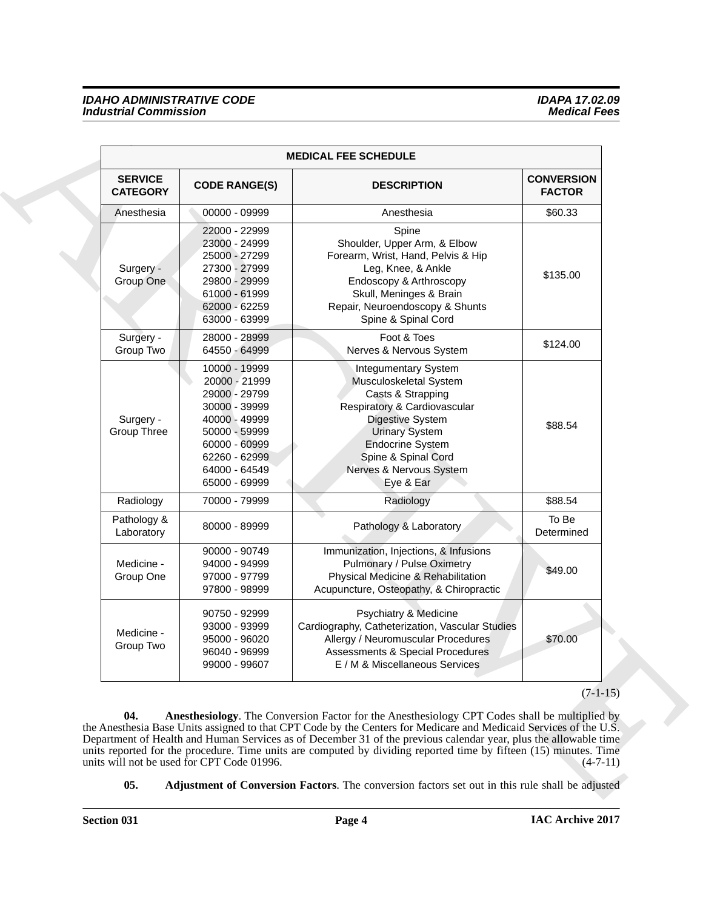| MEDICAL FEE SCHEDULE | | | |
|---|---|---|---|
| SERVICE CATEGORY | CODE RANGE(S) | DESCRIPTION | CONVERSION FACTOR |
| Anesthesia | 00000 - 09999 | Anesthesia | $60.33 |
| Surgery - Group One | 22000 - 22999<br>23000 - 24999<br>25000 - 27299<br>27300 - 27999<br>29800 - 29999<br>61000 - 61999<br>62000 - 62259<br>63000 - 63999 | Spine<br>Shoulder, Upper Arm, & Elbow<br>Forearm, Wrist, Hand, Pelvis & Hip<br>Leg, Knee, & Ankle<br>Endoscopy & Arthroscopy<br>Skull, Meninges & Brain<br>Repair, Neuroendoscopy & Shunts<br>Spine & Spinal Cord | $135.00 |
| Surgery - Group Two | 28000 - 28999<br>64550 - 64999 | Foot & Toes<br>Nerves & Nervous System | $124.00 |
| Surgery - Group Three | 10000 - 19999<br>20000 - 21999<br>29000 - 29799<br>30000 - 39999<br>40000 - 49999<br>50000 - 59999<br>60000 - 60999<br>62260 - 62999<br>64000 - 64549<br>65000 - 69999 | Integumentary System<br>Musculoskeletal System<br>Casts & Strapping<br>Respiratory & Cardiovascular<br>Digestive System<br>Urinary System<br>Endocrine System<br>Spine & Spinal Cord<br>Nerves & Nervous System<br>Eye & Ear | $88.54 |
| Radiology | 70000 - 79999 | Radiology | $88.54 |
| Pathology & Laboratory | 80000 - 89999 | Pathology & Laboratory | To Be Determined |
| Medicine - Group One | 90000 - 90749<br>94000 - 94999<br>97000 - 97799<br>97800 - 98999 | Immunization, Injections, & Infusions<br>Pulmonary / Pulse Oximetry<br>Physical Medicine & Rehabilitation<br>Acupuncture, Osteopathy, & Chiropractic | $49.00 |
| Medicine - Group Two | 90750 - 92999<br>93000 - 93999<br>95000 - 96020<br>96040 - 96999<br>99000 - 99607 | Psychiatry & Medicine<br>Cardiography, Catheterization, Vascular Studies<br>Allergy / Neuromuscular Procedures<br>Assessments & Special Procedures<br>E / M & Miscellaneous Services | $70.00 |

(7-1-15)

**04. Anesthesiology**. The Conversion Factor for the Anesthesiology CPT Codes shall be multiplied by the Anesthesia Base Units assigned to that CPT Code by the Centers for Medicare and Medicaid Services of the U.S. Department of Health and Human Services as of December 31 of the previous calendar year, plus the allowable time units reported for the procedure. Time units are computed by dividing reported time by fifteen (15) minutes. Time units will not be used for CPT Code 01996. (4-7-11)

**05. Adjustment of Conversion Factors**. The conversion factors set out in this rule shall be adjusted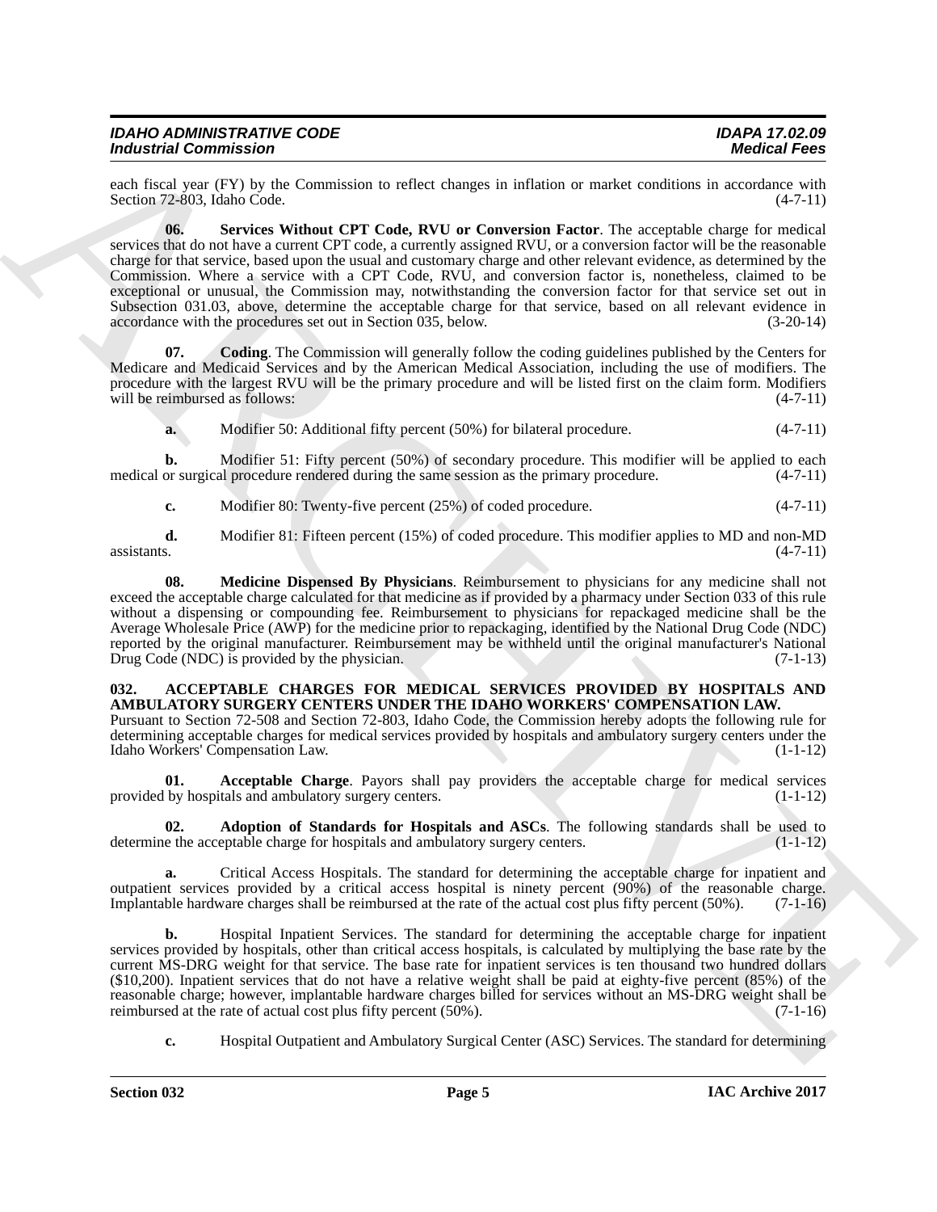each fiscal year (FY) by the Commission to reflect changes in inflation or market conditions in accordance with Section 72-803, Idaho Code. (4-7-11)

**06. Services Without CPT Code, RVU or Conversion Factor**. The acceptable charge for medical services that do not have a current CPT code, a currently assigned RVU, or a conversion factor will be the reasonable charge for that service, based upon the usual and customary charge and other relevant evidence, as determined by the Commission. Where a service with a CPT Code, RVU, and conversion factor is, nonetheless, claimed to be exceptional or unusual, the Commission may, notwithstanding the conversion factor for that service set out in Subsection 031.03, above, determine the acceptable charge for that service, based on all relevant evidence in accordance with the procedures set out in Section 035, below. (3-20-14)

**07. Coding**. The Commission will generally follow the coding guidelines published by the Centers for Medicare and Medicaid Services and by the American Medical Association, including the use of modifiers. The procedure with the largest RVU will be the primary procedure and will be listed first on the claim form. Modifiers will be reimbursed as follows: (4-7-11)

**a.** Modifier 50: Additional fifty percent (50%) for bilateral procedure. (4-7-11)

**b.** Modifier 51: Fifty percent (50%) of secondary procedure. This modifier will be applied to each medical or surgical procedure rendered during the same session as the primary procedure. (4-7-11)

**c.** Modifier 80: Twenty-five percent (25%) of coded procedure. (4-7-11)

**d.** Modifier 81: Fifteen percent (15%) of coded procedure. This modifier applies to MD and non-MD assistants. (4-7-11)

**08. Medicine Dispensed By Physicians**. Reimbursement to physicians for any medicine shall not exceed the acceptable charge calculated for that medicine as if provided by a pharmacy under Section 033 of this rule without a dispensing or compounding fee. Reimbursement to physicians for repackaged medicine shall be the Average Wholesale Price (AWP) for the medicine prior to repackaging, identified by the National Drug Code (NDC) reported by the original manufacturer. Reimbursement may be withheld until the original manufacturer's National Drug Code (NDC) is provided by the physician. (7-1-13)

## 032. ACCEPTABLE CHARGES FOR MEDICAL SERVICES PROVIDED BY HOSPITALS AND AMBULATORY SURGERY CENTERS UNDER THE IDAHO WORKERS' COMPENSATION LAW.

Pursuant to Section 72-508 and Section 72-803, Idaho Code, the Commission hereby adopts the following rule for determining acceptable charges for medical services provided by hospitals and ambulatory surgery centers under the Idaho Workers' Compensation Law. (1-1-12)

**01. Acceptable Charge**. Payors shall pay providers the acceptable charge for medical services provided by hospitals and ambulatory surgery centers. (1-1-12)

**02. Adoption of Standards for Hospitals and ASCs**. The following standards shall be used to determine the acceptable charge for hospitals and ambulatory surgery centers. (1-1-12)

**a.** Critical Access Hospitals. The standard for determining the acceptable charge for inpatient and outpatient services provided by a critical access hospital is ninety percent (90%) of the reasonable charge. Implantable hardware charges shall be reimbursed at the rate of the actual cost plus fifty percent (50%). (7-1-16)

**b.** Hospital Inpatient Services. The standard for determining the acceptable charge for inpatient services provided by hospitals, other than critical access hospitals, is calculated by multiplying the base rate by the current MS-DRG weight for that service. The base rate for inpatient services is ten thousand two hundred dollars ($10,200). Inpatient services that do not have a relative weight shall be paid at eighty-five percent (85%) of the reasonable charge; however, implantable hardware charges billed for services without an MS-DRG weight shall be reimbursed at the rate of actual cost plus fifty percent (50%). (7-1-16)

**c.** Hospital Outpatient and Ambulatory Surgical Center (ASC) Services. The standard for determining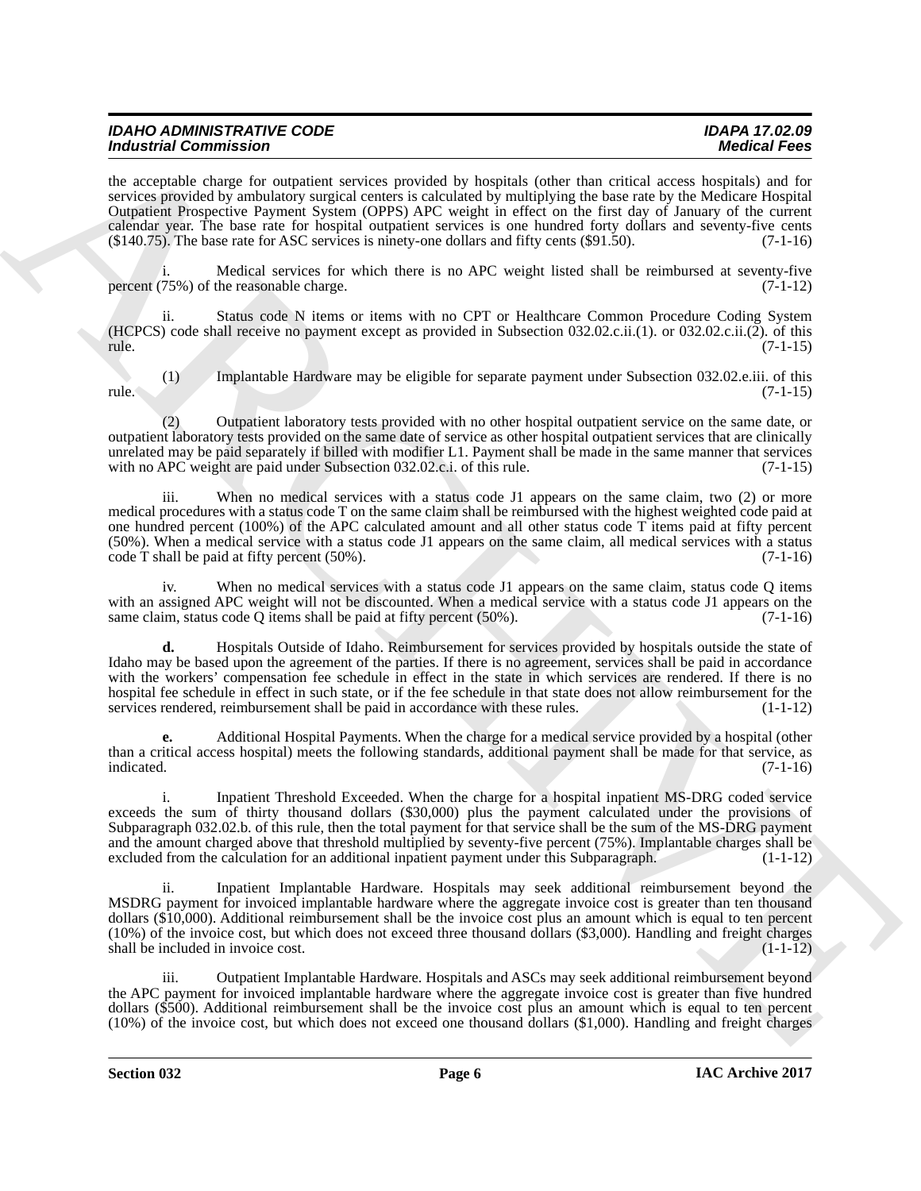the acceptable charge for outpatient services provided by hospitals (other than critical access hospitals) and for services provided by ambulatory surgical centers is calculated by multiplying the base rate by the Medicare Hospital Outpatient Prospective Payment System (OPPS) APC weight in effect on the first day of January of the current calendar year. The base rate for hospital outpatient services is one hundred forty dollars and seventy-five cents ($140.75). The base rate for ASC services is ninety-one dollars and fifty cents ($91.50). (7-1-16)

i. Medical services for which there is no APC weight listed shall be reimbursed at seventy-five percent (75%) of the reasonable charge. (7-1-12)

ii. Status code N items or items with no CPT or Healthcare Common Procedure Coding System (HCPCS) code shall receive no payment except as provided in Subsection 032.02.c.ii.(1). or 032.02.c.ii.(2). of this rule. (7-1-15)

(1) Implantable Hardware may be eligible for separate payment under Subsection 032.02.e.iii. of this rule. (7-1-15)

(2) Outpatient laboratory tests provided with no other hospital outpatient service on the same date, or outpatient laboratory tests provided on the same date of service as other hospital outpatient services that are clinically unrelated may be paid separately if billed with modifier L1. Payment shall be made in the same manner that services with no APC weight are paid under Subsection 032.02.c.i. of this rule. (7-1-15)

iii. When no medical services with a status code J1 appears on the same claim, two (2) or more medical procedures with a status code T on the same claim shall be reimbursed with the highest weighted code paid at one hundred percent (100%) of the APC calculated amount and all other status code T items paid at fifty percent (50%). When a medical service with a status code J1 appears on the same claim, all medical services with a status code T shall be paid at fifty percent (50%). (7-1-16)

iv. When no medical services with a status code J1 appears on the same claim, status code Q items with an assigned APC weight will not be discounted. When a medical service with a status code J1 appears on the same claim, status code Q items shall be paid at fifty percent (50%). (7-1-16)

**d.** Hospitals Outside of Idaho. Reimbursement for services provided by hospitals outside the state of Idaho may be based upon the agreement of the parties. If there is no agreement, services shall be paid in accordance with the workers' compensation fee schedule in effect in the state in which services are rendered. If there is no hospital fee schedule in effect in such state, or if the fee schedule in that state does not allow reimbursement for the services rendered, reimbursement shall be paid in accordance with these rules. (1-1-12)

**e.** Additional Hospital Payments. When the charge for a medical service provided by a hospital (other than a critical access hospital) meets the following standards, additional payment shall be made for that service, as indicated. (7-1-16)

i. Inpatient Threshold Exceeded. When the charge for a hospital inpatient MS-DRG coded service exceeds the sum of thirty thousand dollars ($30,000) plus the payment calculated under the provisions of Subparagraph 032.02.b. of this rule, then the total payment for that service shall be the sum of the MS-DRG payment and the amount charged above that threshold multiplied by seventy-five percent (75%). Implantable charges shall be excluded from the calculation for an additional inpatient payment under this Subparagraph. (1-1-12)

ii. Inpatient Implantable Hardware. Hospitals may seek additional reimbursement beyond the MSDRG payment for invoiced implantable hardware where the aggregate invoice cost is greater than ten thousand dollars ($10,000). Additional reimbursement shall be the invoice cost plus an amount which is equal to ten percent (10%) of the invoice cost, but which does not exceed three thousand dollars ($3,000). Handling and freight charges shall be included in invoice cost. (1-1-12)

iii. Outpatient Implantable Hardware. Hospitals and ASCs may seek additional reimbursement beyond the APC payment for invoiced implantable hardware where the aggregate invoice cost is greater than five hundred dollars ($500). Additional reimbursement shall be the invoice cost plus an amount which is equal to ten percent (10%) of the invoice cost, but which does not exceed one thousand dollars ($1,000). Handling and freight charges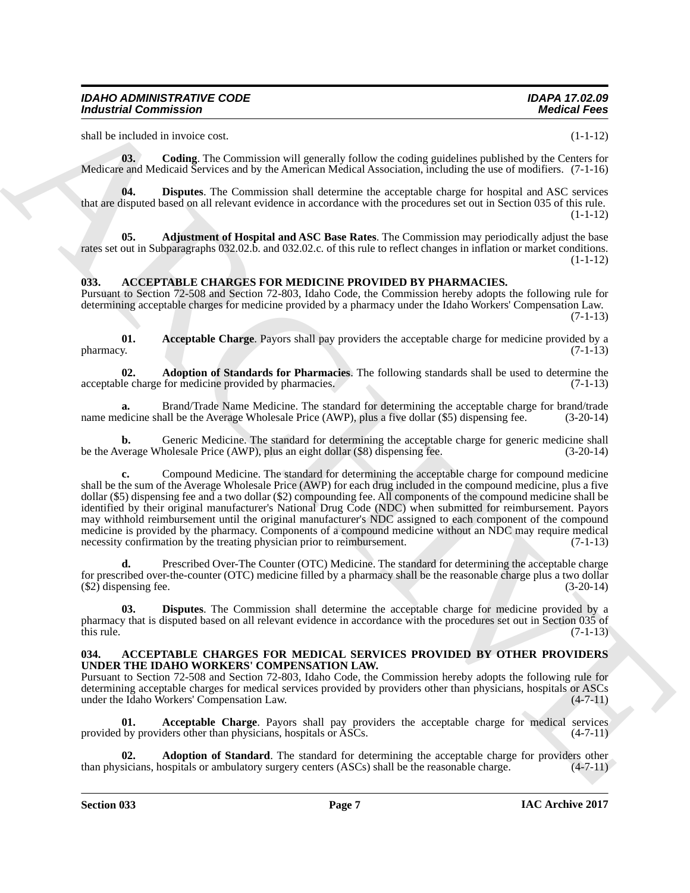shall be included in invoice cost. (1-1-12)

**03. Coding**. The Commission will generally follow the coding guidelines published by the Centers for Medicare and Medicaid Services and by the American Medical Association, including the use of modifiers. (7-1-16)

**04. Disputes**. The Commission shall determine the acceptable charge for hospital and ASC services that are disputed based on all relevant evidence in accordance with the procedures set out in Section 035 of this rule. (1-1-12)

**05. Adjustment of Hospital and ASC Base Rates**. The Commission may periodically adjust the base rates set out in Subparagraphs 032.02.b. and 032.02.c. of this rule to reflect changes in inflation or market conditions. (1-1-12)

## 033. ACCEPTABLE CHARGES FOR MEDICINE PROVIDED BY PHARMACIES.

Pursuant to Section 72-508 and Section 72-803, Idaho Code, the Commission hereby adopts the following rule for determining acceptable charges for medicine provided by a pharmacy under the Idaho Workers' Compensation Law. (7-1-13)

**01. Acceptable Charge**. Payors shall pay providers the acceptable charge for medicine provided by a pharmacy. (7-1-13)

**02. Adoption of Standards for Pharmacies**. The following standards shall be used to determine the acceptable charge for medicine provided by pharmacies. (7-1-13)

**a.** Brand/Trade Name Medicine. The standard for determining the acceptable charge for brand/trade name medicine shall be the Average Wholesale Price (AWP), plus a five dollar ($5) dispensing fee. (3-20-14)

**b.** Generic Medicine. The standard for determining the acceptable charge for generic medicine shall be the Average Wholesale Price (AWP), plus an eight dollar ($8) dispensing fee. (3-20-14)

**c.** Compound Medicine. The standard for determining the acceptable charge for compound medicine shall be the sum of the Average Wholesale Price (AWP) for each drug included in the compound medicine, plus a five dollar ($5) dispensing fee and a two dollar ($2) compounding fee. All components of the compound medicine shall be identified by their original manufacturer's National Drug Code (NDC) when submitted for reimbursement. Payors may withhold reimbursement until the original manufacturer's NDC assigned to each component of the compound medicine is provided by the pharmacy. Components of a compound medicine without an NDC may require medical necessity confirmation by the treating physician prior to reimbursement. (7-1-13)

**d.** Prescribed Over-The Counter (OTC) Medicine. The standard for determining the acceptable charge for prescribed over-the-counter (OTC) medicine filled by a pharmacy shall be the reasonable charge plus a two dollar ($2) dispensing fee. (3-20-14)

**03. Disputes**. The Commission shall determine the acceptable charge for medicine provided by a pharmacy that is disputed based on all relevant evidence in accordance with the procedures set out in Section 035 of this rule. (7-1-13)

## 034. ACCEPTABLE CHARGES FOR MEDICAL SERVICES PROVIDED BY OTHER PROVIDERS UNDER THE IDAHO WORKERS' COMPENSATION LAW.

Pursuant to Section 72-508 and Section 72-803, Idaho Code, the Commission hereby adopts the following rule for determining acceptable charges for medical services provided by providers other than physicians, hospitals or ASCs under the Idaho Workers' Compensation Law. (4-7-11)

**01. Acceptable Charge**. Payors shall pay providers the acceptable charge for medical services provided by providers other than physicians, hospitals or ASCs. (4-7-11)

**02. Adoption of Standard**. The standard for determining the acceptable charge for providers other than physicians, hospitals or ambulatory surgery centers (ASCs) shall be the reasonable charge. (4-7-11)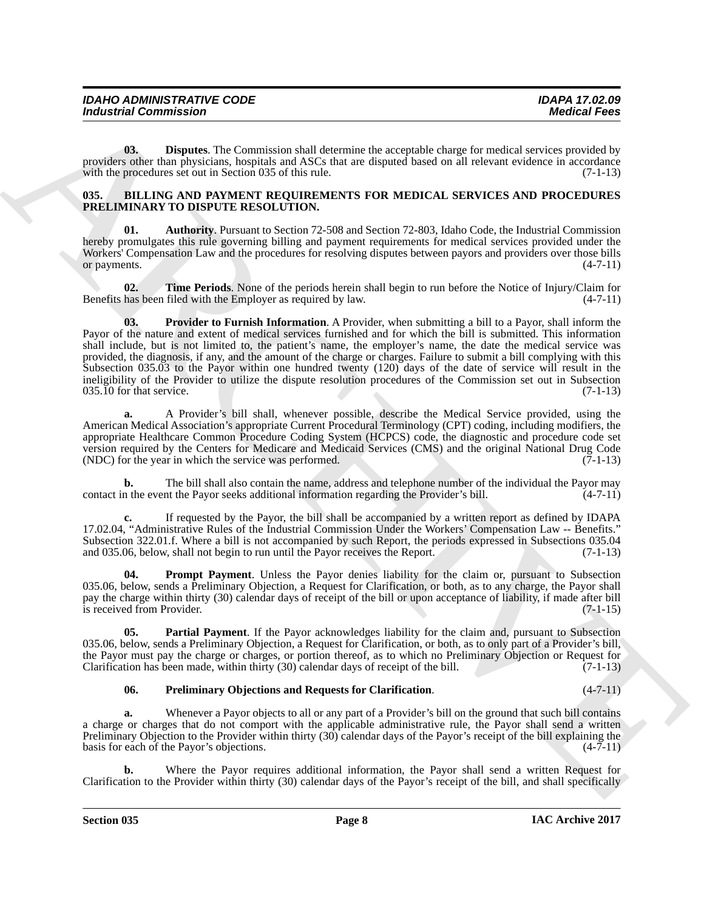**03. Disputes**. The Commission shall determine the acceptable charge for medical services provided by providers other than physicians, hospitals and ASCs that are disputed based on all relevant evidence in accordance with the procedures set out in Section 035 of this rule. (7-1-13)

### 035. BILLING AND PAYMENT REQUIREMENTS FOR MEDICAL SERVICES AND PROCEDURES PRELIMINARY TO DISPUTE RESOLUTION.

**01. Authority**. Pursuant to Section 72-508 and Section 72-803, Idaho Code, the Industrial Commission hereby promulgates this rule governing billing and payment requirements for medical services provided under the Workers' Compensation Law and the procedures for resolving disputes between payors and providers over those bills or payments. (4-7-11)

**02. Time Periods**. None of the periods herein shall begin to run before the Notice of Injury/Claim for Benefits has been filed with the Employer as required by law. (4-7-11)

**03. Provider to Furnish Information**. A Provider, when submitting a bill to a Payor, shall inform the Payor of the nature and extent of medical services furnished and for which the bill is submitted. This information shall include, but is not limited to, the patient's name, the employer's name, the date the medical service was provided, the diagnosis, if any, and the amount of the charge or charges. Failure to submit a bill complying with this Subsection 035.03 to the Payor within one hundred twenty (120) days of the date of service will result in the ineligibility of the Provider to utilize the dispute resolution procedures of the Commission set out in Subsection 035.10 for that service. (7-1-13)

**a.** A Provider's bill shall, whenever possible, describe the Medical Service provided, using the American Medical Association's appropriate Current Procedural Terminology (CPT) coding, including modifiers, the appropriate Healthcare Common Procedure Coding System (HCPCS) code, the diagnostic and procedure code set version required by the Centers for Medicare and Medicaid Services (CMS) and the original National Drug Code (NDC) for the year in which the service was performed. (7-1-13)

**b.** The bill shall also contain the name, address and telephone number of the individual the Payor may contact in the event the Payor seeks additional information regarding the Provider's bill. (4-7-11)

**c.** If requested by the Payor, the bill shall be accompanied by a written report as defined by IDAPA 17.02.04, "Administrative Rules of the Industrial Commission Under the Workers' Compensation Law -- Benefits." Subsection 322.01.f. Where a bill is not accompanied by such Report, the periods expressed in Subsections 035.04 and 035.06, below, shall not begin to run until the Payor receives the Report. (7-1-13)

**04. Prompt Payment**. Unless the Payor denies liability for the claim or, pursuant to Subsection 035.06, below, sends a Preliminary Objection, a Request for Clarification, or both, as to any charge, the Payor shall pay the charge within thirty (30) calendar days of receipt of the bill or upon acceptance of liability, if made after bill is received from Provider. (7-1-15)

**05. Partial Payment**. If the Payor acknowledges liability for the claim and, pursuant to Subsection 035.06, below, sends a Preliminary Objection, a Request for Clarification, or both, as to only part of a Provider's bill, the Payor must pay the charge or charges, or portion thereof, as to which no Preliminary Objection or Request for Clarification has been made, within thirty (30) calendar days of receipt of the bill. (7-1-13)

**06. Preliminary Objections and Requests for Clarification**. (4-7-11)

**a.** Whenever a Payor objects to all or any part of a Provider's bill on the ground that such bill contains a charge or charges that do not comport with the applicable administrative rule, the Payor shall send a written Preliminary Objection to the Provider within thirty (30) calendar days of the Payor's receipt of the bill explaining the basis for each of the Payor's objections. (4-7-11)

**b.** Where the Payor requires additional information, the Payor shall send a written Request for Clarification to the Provider within thirty (30) calendar days of the Payor's receipt of the bill, and shall specifically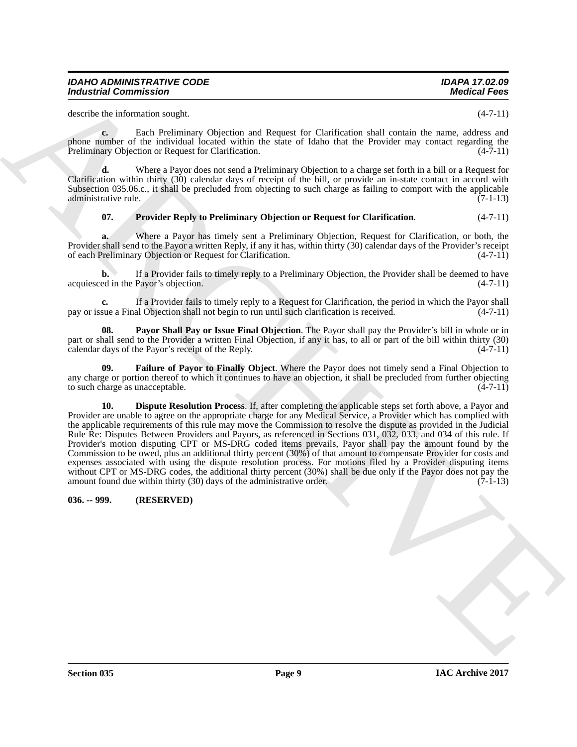describe the information sought. (4-7-11)

**c.** Each Preliminary Objection and Request for Clarification shall contain the name, address and phone number of the individual located within the state of Idaho that the Provider may contact regarding the Preliminary Objection or Request for Clarification. (4-7-11)

**d.** Where a Payor does not send a Preliminary Objection to a charge set forth in a bill or a Request for Clarification within thirty (30) calendar days of receipt of the bill, or provide an in-state contact in accord with Subsection 035.06.c., it shall be precluded from objecting to such charge as failing to comport with the applicable administrative rule. (7-1-13)

**07. Provider Reply to Preliminary Objection or Request for Clarification**. (4-7-11)

**a.** Where a Payor has timely sent a Preliminary Objection, Request for Clarification, or both, the Provider shall send to the Payor a written Reply, if any it has, within thirty (30) calendar days of the Provider's receipt of each Preliminary Objection or Request for Clarification. (4-7-11)

**b.** If a Provider fails to timely reply to a Preliminary Objection, the Provider shall be deemed to have acquiesced in the Payor's objection. (4-7-11)

**c.** If a Provider fails to timely reply to a Request for Clarification, the period in which the Payor shall pay or issue a Final Objection shall not begin to run until such clarification is received. (4-7-11)

**08. Payor Shall Pay or Issue Final Objection**. The Payor shall pay the Provider's bill in whole or in part or shall send to the Provider a written Final Objection, if any it has, to all or part of the bill within thirty (30) calendar days of the Payor's receipt of the Reply. (4-7-11)

**09. Failure of Payor to Finally Object**. Where the Payor does not timely send a Final Objection to any charge or portion thereof to which it continues to have an objection, it shall be precluded from further objecting to such charge as unacceptable. (4-7-11)

**10. Dispute Resolution Process**. If, after completing the applicable steps set forth above, a Payor and Provider are unable to agree on the appropriate charge for any Medical Service, a Provider which has complied with the applicable requirements of this rule may move the Commission to resolve the dispute as provided in the Judicial Rule Re: Disputes Between Providers and Payors, as referenced in Sections 031, 032, 033, and 034 of this rule. If Provider's motion disputing CPT or MS-DRG coded items prevails, Payor shall pay the amount found by the Commission to be owed, plus an additional thirty percent (30%) of that amount to compensate Provider for costs and expenses associated with using the dispute resolution process. For motions filed by a Provider disputing items without CPT or MS-DRG codes, the additional thirty percent (30%) shall be due only if the Payor does not pay the amount found due within thirty (30) days of the administrative order. (7-1-13)

**036. -- 999. (RESERVED)**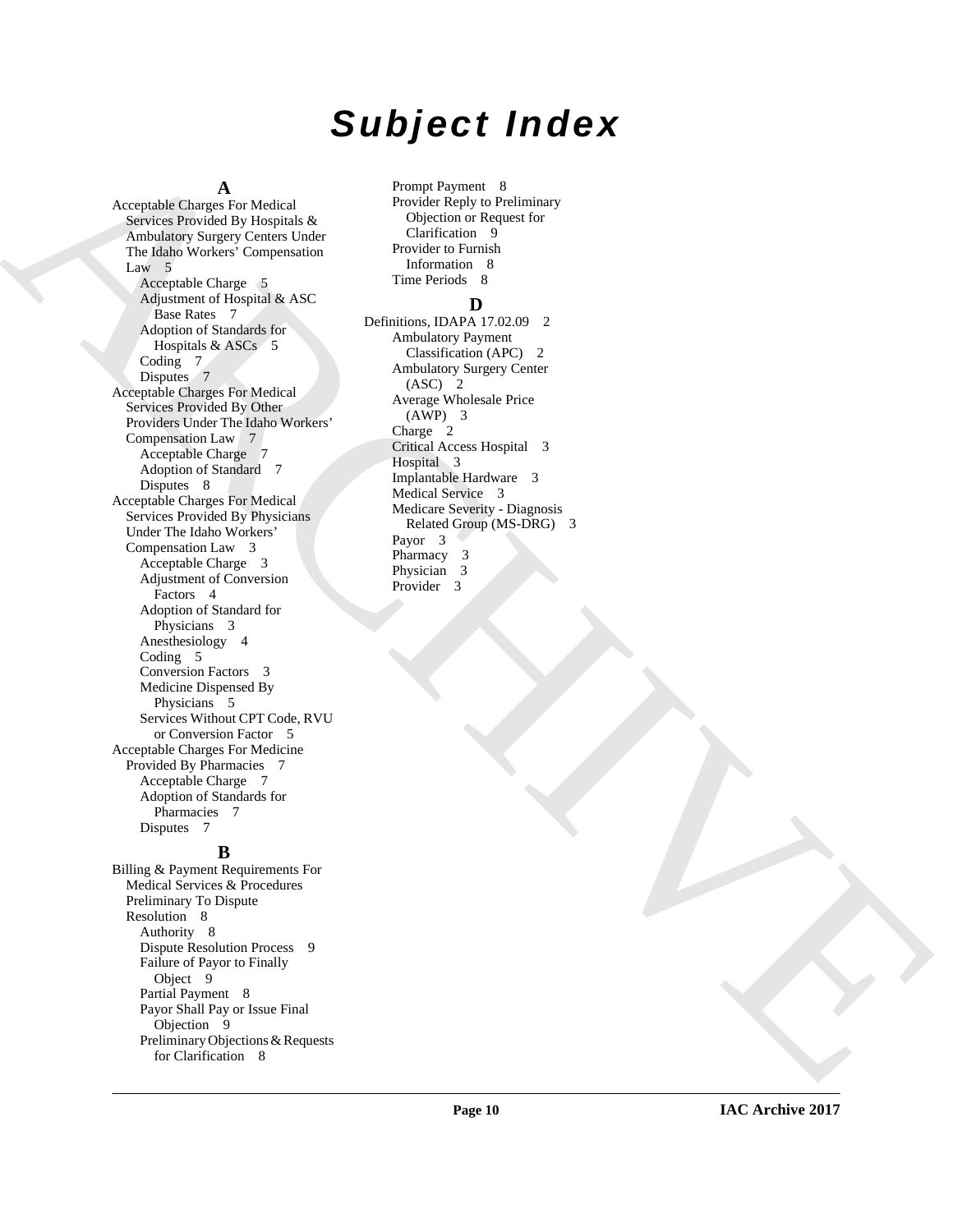# Subject Index

## A

Acceptable Charges For Medical Services Provided By Hospitals & Ambulatory Surgery Centers Under The Idaho Workers' Compensation Law 5
- Acceptable Charge 5
- Adjustment of Hospital & ASC Base Rates 7
- Adoption of Standards for Hospitals & ASCs 5
- Coding 7
- Disputes 7

Acceptable Charges For Medical Services Provided By Other Providers Under The Idaho Workers' Compensation Law 7
- Acceptable Charge 7
- Adoption of Standard 7
- Disputes 8

Acceptable Charges For Medical Services Provided By Physicians Under The Idaho Workers' Compensation Law 3
- Acceptable Charge 3
- Adjustment of Conversion Factors 4
- Adoption of Standard for Physicians 3
- Anesthesiology 4
- Coding 5
- Conversion Factors 3
- Medicine Dispensed By Physicians 5
- Services Without CPT Code, RVU or Conversion Factor 5

Acceptable Charges For Medicine Provided By Pharmacies 7
- Acceptable Charge 7
- Adoption of Standards for Pharmacies 7
- Disputes 7

## B

Billing & Payment Requirements For Medical Services & Procedures Preliminary To Dispute Resolution 8
- Authority 8
- Dispute Resolution Process 9
- Failure of Payor to Finally Object 9
- Partial Payment 8
- Payor Shall Pay or Issue Final Objection 9
- Preliminary Objections & Requests for Clarification 8
- Prompt Payment 8
- Provider Reply to Preliminary Objection or Request for Clarification 9
- Provider to Furnish Information 8
- Time Periods 8

## D

Definitions, IDAPA 17.02.09 2
- Ambulatory Payment Classification (APC) 2
- Ambulatory Surgery Center (ASC) 2
- Average Wholesale Price (AWP) 3
- Charge 2
- Critical Access Hospital 3
- Hospital 3
- Implantable Hardware 3
- Medical Service 3
- Medicare Severity - Diagnosis Related Group (MS-DRG) 3
- Payor 3
- Pharmacy 3
- Physician 3
- Provider 3